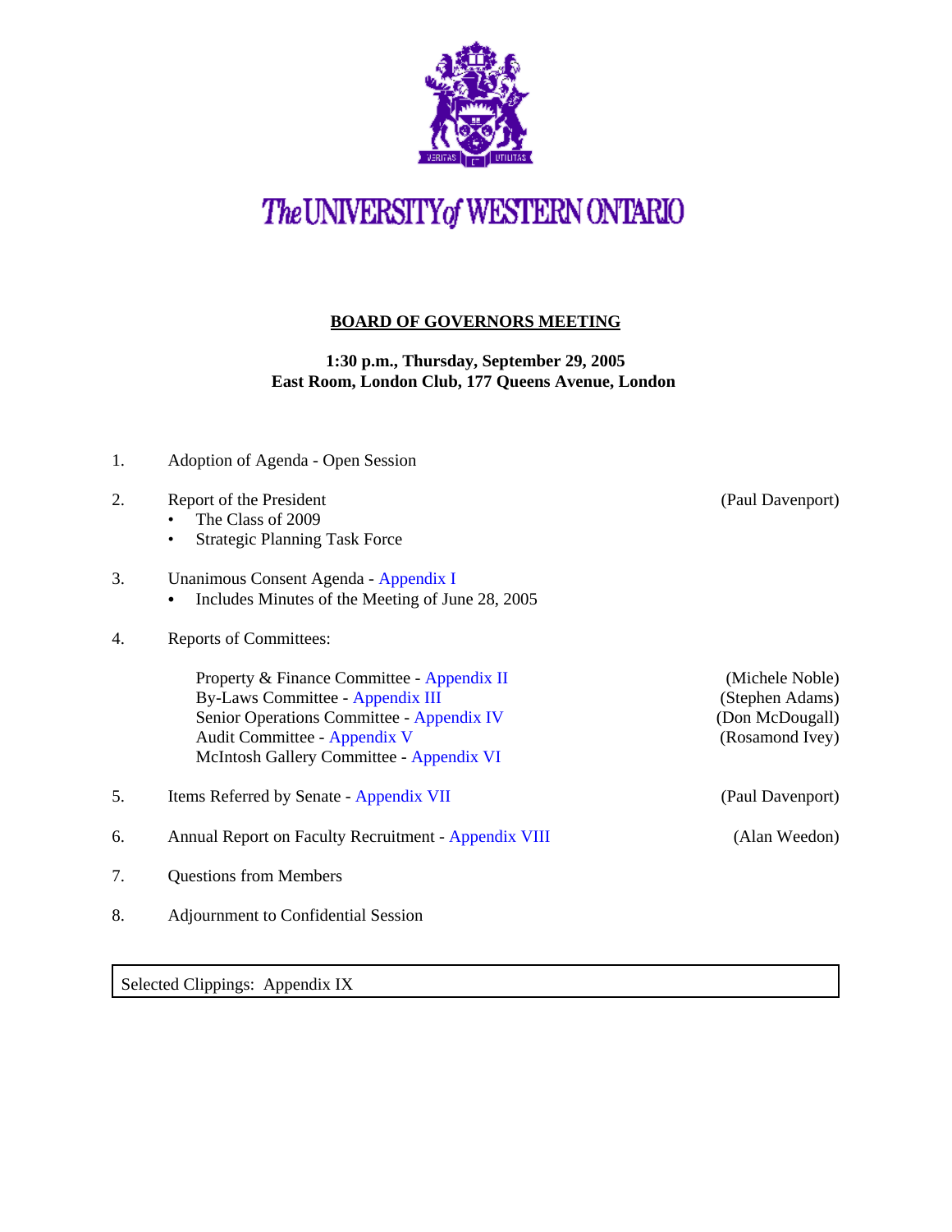# The UNIVERSITY of WESTERN ONTARIO

## BOARD OF GOVERNORS MEETING

**1:30 p.m., Thursday, September 29, 2005**
**East Room, London Club, 177 Queens Avenue, London**

1. Adoption of Agenda - Open Session

2. Report of the President (Paul Davenport)
   - The Class of 2009
   - Strategic Planning Task Force

3. Unanimous Consent Agenda - Appendix I
   - Includes Minutes of the Meeting of June 28, 2005

4. Reports of Committees:

   Property & Finance Committee - Appendix II (Michele Noble)
   By-Laws Committee - Appendix III (Stephen Adams)
   Senior Operations Committee - Appendix IV (Don McDougall)
   Audit Committee - Appendix V (Rosamond Ivey)
   McIntosh Gallery Committee - Appendix VI

5. Items Referred by Senate - Appendix VII (Paul Davenport)

6. Annual Report on Faculty Recruitment - Appendix VIII (Alan Weedon)

7. Questions from Members

8. Adjournment to Confidential Session

Selected Clippings: Appendix IX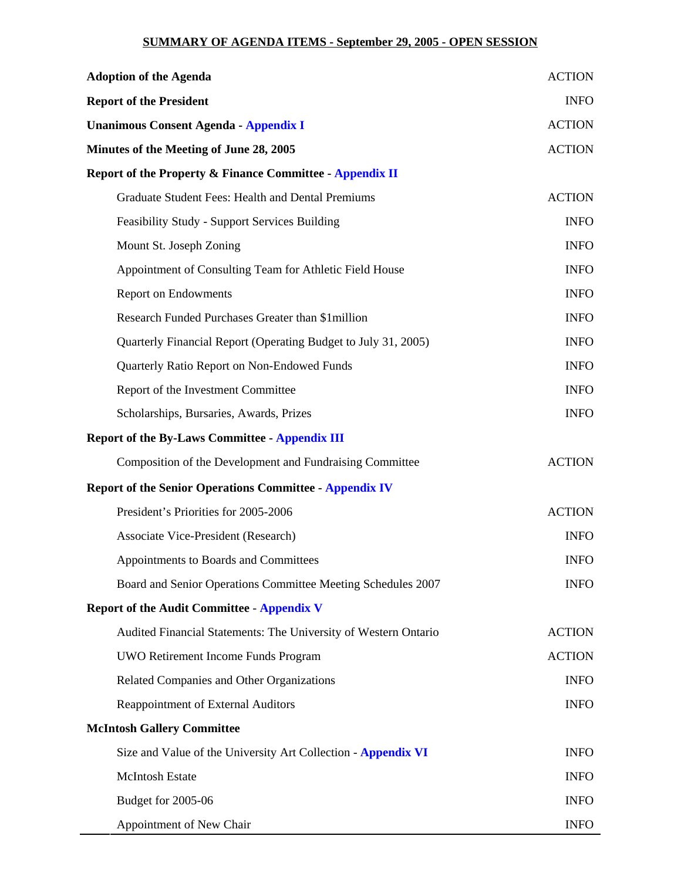## SUMMARY OF AGENDA ITEMS - September 29, 2005 - OPEN SESSION

| Item | Type |
|---|---|
| **Adoption of the Agenda** | ACTION |
| **Report of the President** | INFO |
| **Unanimous Consent Agenda - Appendix I** | ACTION |
| **Minutes of the Meeting of June 28, 2005** | ACTION |
| **Report of the Property & Finance Committee - Appendix II** | |
| Graduate Student Fees: Health and Dental Premiums | ACTION |
| Feasibility Study - Support Services Building | INFO |
| Mount St. Joseph Zoning | INFO |
| Appointment of Consulting Team for Athletic Field House | INFO |
| Report on Endowments | INFO |
| Research Funded Purchases Greater than $1million | INFO |
| Quarterly Financial Report (Operating Budget to July 31, 2005) | INFO |
| Quarterly Ratio Report on Non-Endowed Funds | INFO |
| Report of the Investment Committee | INFO |
| Scholarships, Bursaries, Awards, Prizes | INFO |
| **Report of the By-Laws Committee - Appendix III** | |
| Composition of the Development and Fundraising Committee | ACTION |
| **Report of the Senior Operations Committee - Appendix IV** | |
| President's Priorities for 2005-2006 | ACTION |
| Associate Vice-President (Research) | INFO |
| Appointments to Boards and Committees | INFO |
| Board and Senior Operations Committee Meeting Schedules 2007 | INFO |
| **Report of the Audit Committee - Appendix V** | |
| Audited Financial Statements: The University of Western Ontario | ACTION |
| UWO Retirement Income Funds Program | ACTION |
| Related Companies and Other Organizations | INFO |
| Reappointment of External Auditors | INFO |
| **McIntosh Gallery Committee** | |
| Size and Value of the University Art Collection - **Appendix VI** | INFO |
| McIntosh Estate | INFO |
| Budget for 2005-06 | INFO |
| Appointment of New Chair | INFO |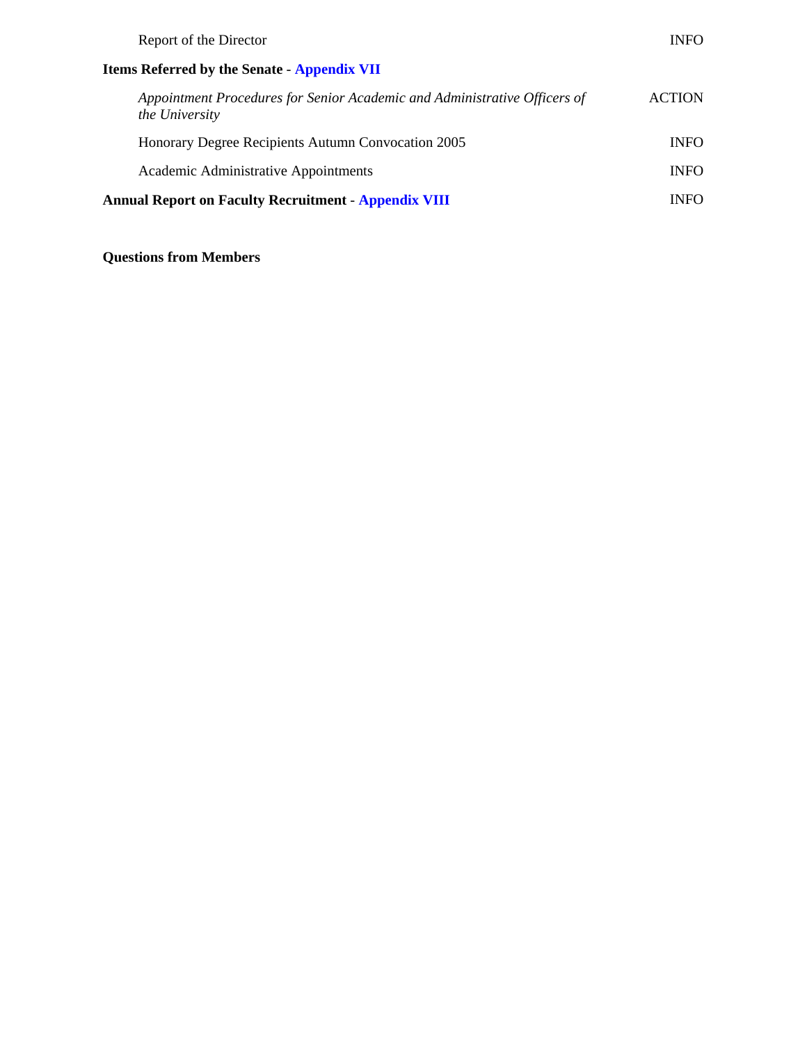| | |
|---|---|
| Report of the Director | INFO |
| **Items Referred by the Senate** - **Appendix VII** | |
| *Appointment Procedures for Senior Academic and Administrative Officers of the University* | ACTION |
| Honorary Degree Recipients Autumn Convocation 2005 | INFO |
| Academic Administrative Appointments | INFO |
| **Annual Report on Faculty Recruitment** - **Appendix VIII** | INFO |

**Questions from Members**